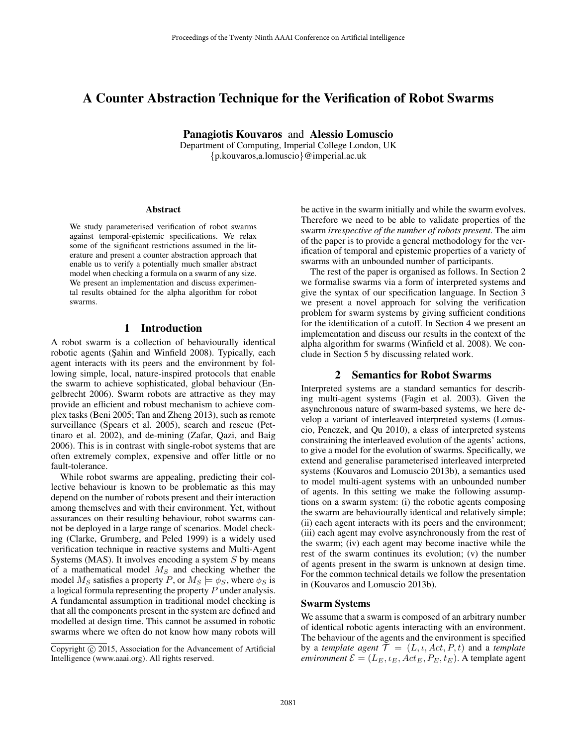# A Counter Abstraction Technique for the Verification of Robot Swarms

**Panagiotis Kouvaros** and **Alessio Lomuscio**
Department of Computing, Imperial College London, UK
{p.kouvaros,a.lomuscio}@imperial.ac.uk

### Abstract

We study parameterised verification of robot swarms against temporal-epistemic specifications. We relax some of the significant restrictions assumed in the literature and present a counter abstraction approach that enable us to verify a potentially much smaller abstract model when checking a formula on a swarm of any size. We present an implementation and discuss experimental results obtained for the alpha algorithm for robot swarms.

## 1 Introduction

A robot swarm is a collection of behaviourally identical robotic agents (Şahin and Winfield 2008). Typically, each agent interacts with its peers and the environment by following simple, local, nature-inspired protocols that enable the swarm to achieve sophisticated, global behaviour (Engelbrecht 2006). Swarm robots are attractive as they may provide an efficient and robust mechanism to achieve complex tasks (Beni 2005; Tan and Zheng 2013), such as remote surveillance (Spears et al. 2005), search and rescue (Pettinaro et al. 2002), and de-mining (Zafar, Qazi, and Baig 2006). This is in contrast with single-robot systems that are often extremely complex, expensive and offer little or no fault-tolerance.

While robot swarms are appealing, predicting their collective behaviour is known to be problematic as this may depend on the number of robots present and their interaction among themselves and with their environment. Yet, without assurances on their resulting behaviour, robot swarms cannot be deployed in a large range of scenarios. Model checking (Clarke, Grumberg, and Peled 1999) is a widely used verification technique in reactive systems and Multi-Agent Systems (MAS). It involves encoding a system $S$ by means of a mathematical model $M_S$ and checking whether the model $M_S$ satisfies a property $P$, or $M_S \models \phi_S$, where $\phi_S$ is a logical formula representing the property $P$ under analysis. A fundamental assumption in traditional model checking is that all the components present in the system are defined and modelled at design time. This cannot be assumed in robotic swarms where we often do not know how many robots will be active in the swarm initially and while the swarm evolves. Therefore we need to be able to validate properties of the swarm *irrespective of the number of robots present*. The aim of the paper is to provide a general methodology for the verification of temporal and epistemic properties of a variety of swarms with an unbounded number of participants.

The rest of the paper is organised as follows. In Section 2 we formalise swarms via a form of interpreted systems and give the syntax of our specification language. In Section 3 we present a novel approach for solving the verification problem for swarm systems by giving sufficient conditions for the identification of a cutoff. In Section 4 we present an implementation and discuss our results in the context of the alpha algorithm for swarms (Winfield et al. 2008). We conclude in Section 5 by discussing related work.

## 2 Semantics for Robot Swarms

Interpreted systems are a standard semantics for describing multi-agent systems (Fagin et al. 2003). Given the asynchronous nature of swarm-based systems, we here develop a variant of interleaved interpreted systems (Lomuscio, Penczek, and Qu 2010), a class of interpreted systems constraining the interleaved evolution of the agents' actions, to give a model for the evolution of swarms. Specifically, we extend and generalise parameterised interleaved interpreted systems (Kouvaros and Lomuscio 2013b), a semantics used to model multi-agent systems with an unbounded number of agents. In this setting we make the following assumptions on a swarm system: (i) the robotic agents composing the swarm are behaviourally identical and relatively simple; (ii) each agent interacts with its peers and the environment; (iii) each agent may evolve asynchronously from the rest of the swarm; (iv) each agent may become inactive while the rest of the swarm continues its evolution; (v) the number of agents present in the swarm is unknown at design time. For the common technical details we follow the presentation in (Kouvaros and Lomuscio 2013b).

### Swarm Systems

We assume that a swarm is composed of an arbitrary number of identical robotic agents interacting with an environment. The behaviour of the agents and the environment is specified by a *template agent* $\mathcal{T} = (L, \iota, Act, P, t)$ and a *template environment* $\mathcal{E} = (L_E, \iota_E, Act_E, P_E, t_E)$. A template agent

Copyright © 2015, Association for the Advancement of Artificial Intelligence (www.aaai.org). All rights reserved.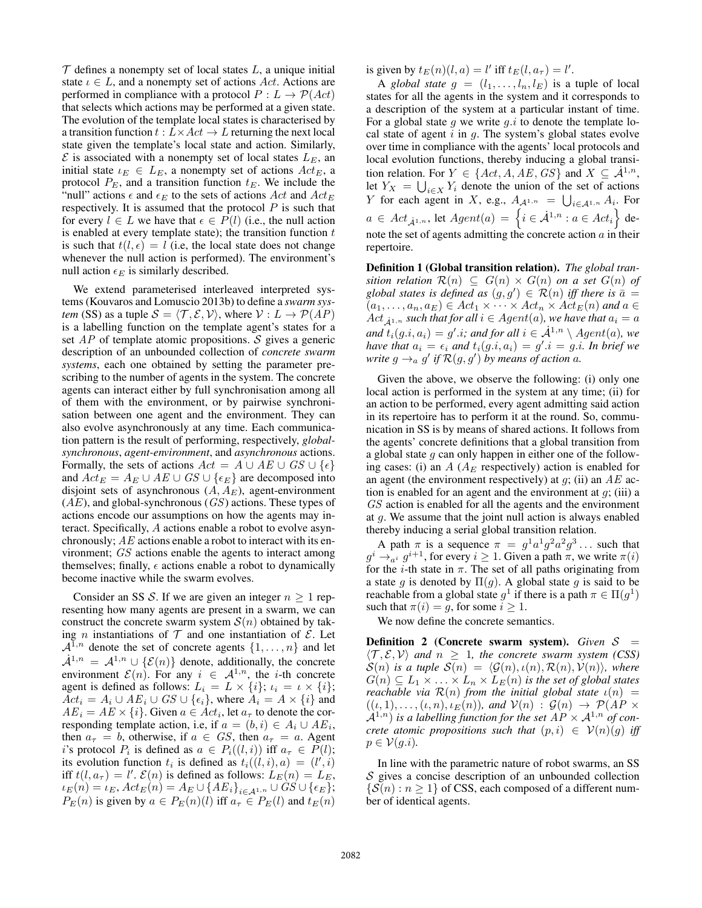$\mathcal{T}$ defines a nonempty set of local states $L$, a unique initial state $\iota \in L$, and a nonempty set of actions $Act$. Actions are performed in compliance with a protocol $P : L \to \mathcal{P}(Act)$ that selects which actions may be performed at a given state. The evolution of the template local states is characterised by a transition function $t : L \times Act \to L$ returning the next local state given the template's local state and action. Similarly, $\mathcal{E}$ is associated with a nonempty set of local states $L_E$, an initial state $\iota_E \in L_E$, a nonempty set of actions $Act_E$, a protocol $P_E$, and a transition function $t_E$. We include the "null" actions $\epsilon$ and $\epsilon_E$ to the sets of actions $Act$ and $Act_E$ respectively. It is assumed that the protocol $P$ is such that for every $l \in L$ we have that $\epsilon \in P(l)$ (i.e., the null action is enabled at every template state); the transition function $t$ is such that $t(l, \epsilon) = l$ (i.e, the local state does not change whenever the null action is performed). The environment's null action $\epsilon_E$ is similarly described.

We extend parameterised interleaved interpreted systems (Kouvaros and Lomuscio 2013b) to define a *swarm system* (SS) as a tuple $\mathcal{S} = \langle \mathcal{T}, \mathcal{E}, \mathcal{V} \rangle$, where $\mathcal{V} : L \to \mathcal{P}(AP)$ is a labelling function on the template agent's states for a set $AP$ of template atomic propositions. $\mathcal{S}$ gives a generic description of an unbounded collection of *concrete swarm systems*, each one obtained by setting the parameter prescribing to the number of agents in the system. The concrete agents can interact either by full synchronisation among all of them with the environment, or by pairwise synchronisation between one agent and the environment. They can also evolve asynchronously at any time. Each communication pattern is the result of performing, respectively, *global-synchronous*, *agent-environment*, and *asynchronous* actions. Formally, the sets of actions $Act = A \cup AE \cup GS \cup \{\epsilon\}$ and $Act_E = A_E \cup AE \cup GS \cup \{\epsilon_E\}$ are decomposed into disjoint sets of asynchronous ($A, A_E$), agent-environment ($AE$), and global-synchronous ($GS$) actions. These types of actions encode our assumptions on how the agents may interact. Specifically, $A$ actions enable a robot to evolve asynchronously; $AE$ actions enable a robot to interact with its environment; $GS$ actions enable the agents to interact among themselves; finally, $\epsilon$ actions enable a robot to dynamically become inactive while the swarm evolves.

Consider an SS $\mathcal{S}$. If we are given an integer $n \geq 1$ representing how many agents are present in a swarm, we can construct the concrete swarm system $\mathcal{S}(n)$ obtained by taking $n$ instantiations of $\mathcal{T}$ and one instantiation of $\mathcal{E}$. Let $\mathcal{A}^{1,n}$ denote the set of concrete agents $\{1, \ldots, n\}$ and let $\dot{\mathcal{A}}^{1,n} = \mathcal{A}^{1,n} \cup \{\mathcal{E}(n)\}$ denote, additionally, the concrete environment $\mathcal{E}(n)$. For any $i \in \mathcal{A}^{1,n}$, the $i$-th concrete agent is defined as follows: $L_i = L \times \{i\}$; $\iota_i = \iota \times \{i\}$; $Act_i = A_i \cup AE_i \cup GS \cup \{\epsilon_i\}$, where $A_i = A \times \{i\}$ and $AE_i = AE \times \{i\}$. Given $a \in Act_i$, let $a_\tau$ to denote the corresponding template action, i.e, if $a = (b, i) \in A_i \cup AE_i$, then $a_\tau = b$, otherwise, if $a \in GS$, then $a_\tau = a$. Agent $i$'s protocol $P_i$ is defined as $a \in P_i((l, i))$ iff $a_\tau \in P(l)$; its evolution function $t_i$ is defined as $t_i((l, i), a) = (l', i)$ iff $t(l, a_\tau) = l'$. $\mathcal{E}(n)$ is defined as follows: $L_E(n) = L_E$, $\iota_E(n) = \iota_E$, $Act_E(n) = A_E \cup \{AE_i\}_{i \in \mathcal{A}^{1,n}} \cup GS \cup \{\epsilon_E\}$; $P_E(n)$ is given by $a \in P_E(n)(l)$ iff $a_\tau \in P_E(l)$ and $t_E(n)$ is given by $t_E(n)(l, a) = l'$ iff $t_E(l, a_\tau) = l'$.

A *global state* $g = (l_1, \ldots, l_n, l_E)$ is a tuple of local states for all the agents in the system and it corresponds to a description of the system at a particular instant of time. For a global state $g$ we write $g.i$ to denote the template local state of agent $i$ in $g$. The system's global states evolve over time in compliance with the agents' local protocols and local evolution functions, thereby inducing a global transition relation. For $Y \in \{Act, A, AE, GS\}$ and $X \subseteq \dot{\mathcal{A}}^{1,n}$, let $Y_X = \bigcup_{i \in X} Y_i$ denote the union of the set of actions $Y$ for each agent in $X$, e.g., $A_{\mathcal{A}^{1,n}} = \bigcup_{i \in \mathcal{A}^{1,n}} A_i$. For $a \in Act_{\dot{\mathcal{A}}^{1,n}}$, let $Agent(a) = \left\{ i \in \dot{\mathcal{A}}^{1,n} : a \in Act_i \right\}$ denote the set of agents admitting the concrete action $a$ in their repertoire.

**Definition 1 (Global transition relation).** *The global transition relation $\mathcal{R}(n) \subseteq G(n) \times G(n)$ on a set $G(n)$ of global states is defined as $(g, g') \in \mathcal{R}(n)$ iff there is $\bar{a} = (a_1, \ldots, a_n, a_E) \in Act_1 \times \cdots \times Act_n \times Act_E(n)$ and $a \in Act_{\dot{\mathcal{A}}^{1,n}}$ such that for all $i \in Agent(a)$, we have that $a_i = a$ and $t_i(g.i, a_i) = g'.i$; and for all $i \in \dot{\mathcal{A}}^{1,n} \setminus Agent(a)$, we have that $a_i = \epsilon_i$ and $t_i(g.i, a_i) = g'.i = g.i$. In brief we write $g \to_a g'$ if $\mathcal{R}(g, g')$ by means of action $a$.*

Given the above, we observe the following: (i) only one local action is performed in the system at any time; (ii) for an action to be performed, every agent admitting said action in its repertoire has to perform it at the round. So, communication in SS is by means of shared actions. It follows from the agents' concrete definitions that a global transition from a global state $g$ can only happen in either one of the following cases: (i) an $A$ ($A_E$ respectively) action is enabled for an agent (the environment respectively) at $g$; (ii) an $AE$ action is enabled for an agent and the environment at $g$; (iii) a $GS$ action is enabled for all the agents and the environment at $g$. We assume that the joint null action is always enabled thereby inducing a serial global transition relation.

A path $\pi$ is a sequence $\pi = g^1 a^1 g^2 a^2 g^3 \ldots$ such that $g^i \to_{a^i} g^{i+1}$, for every $i \geq 1$. Given a path $\pi$, we write $\pi(i)$ for the $i$-th state in $\pi$. The set of all paths originating from a state $g$ is denoted by $\Pi(g)$. A global state $g$ is said to be reachable from a global state $g^1$ if there is a path $\pi \in \Pi(g^1)$ such that $\pi(i) = g$, for some $i \geq 1$.

We now define the concrete semantics.

**Definition 2 (Concrete swarm system).** *Given $\mathcal{S} = \langle \mathcal{T}, \mathcal{E}, \mathcal{V} \rangle$ and $n \geq 1$, the concrete swarm system (CSS) $\mathcal{S}(n)$ is a tuple $\mathcal{S}(n) = \langle \mathcal{G}(n), \iota(n), \mathcal{R}(n), \mathcal{V}(n) \rangle$, where $G(n) \subseteq L_1 \times \ldots \times L_n \times L_E(n)$ is the set of global states reachable via $\mathcal{R}(n)$ from the initial global state $\iota(n) = ((\iota, 1), \ldots, (\iota, n), \iota_E(n))$, and $\mathcal{V}(n) : \mathcal{G}(n) \to \mathcal{P}(AP \times \mathcal{A}^{1,n})$ is a labelling function for the set $AP \times \mathcal{A}^{1,n}$ of concrete atomic propositions such that $(p, i) \in \mathcal{V}(n)(g)$ iff $p \in \mathcal{V}(g.i)$.*

In line with the parametric nature of robot swarms, an SS $\mathcal{S}$ gives a concise description of an unbounded collection $\{\mathcal{S}(n) : n \geq 1\}$ of CSS, each composed of a different number of identical agents.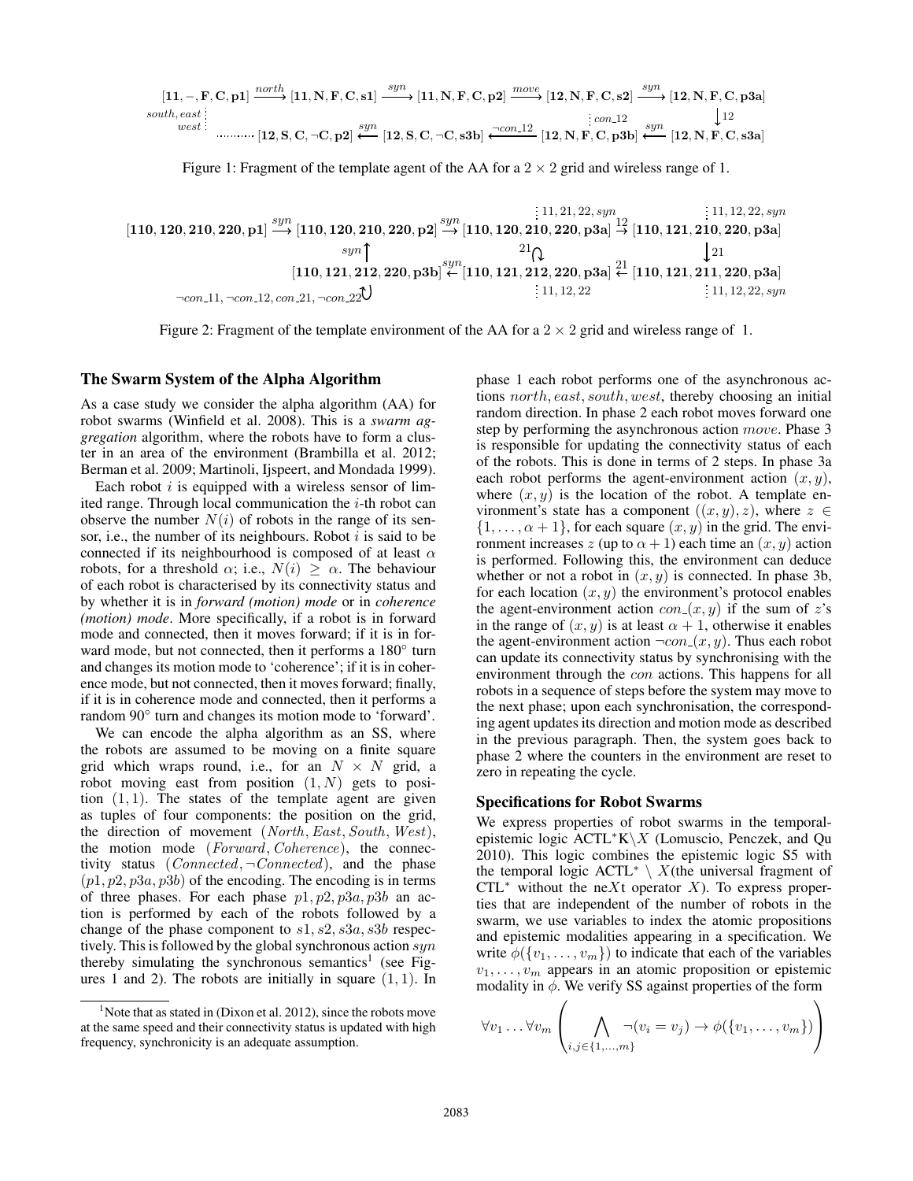$$[\mathbf{11}, -, \mathbf{F}, \mathbf{C}, \mathbf{p1}] \xrightarrow{north} [\mathbf{11}, \mathbf{N}, \mathbf{F}, \mathbf{C}, \mathbf{s1}] \xrightarrow{syn} [\mathbf{11}, \mathbf{N}, \mathbf{F}, \mathbf{C}, \mathbf{p2}] \xrightarrow{move} [\mathbf{12}, \mathbf{N}, \mathbf{F}, \mathbf{C}, \mathbf{s2}] \xrightarrow{syn} [\mathbf{12}, \mathbf{N}, \mathbf{F}, \mathbf{C}, \mathbf{p3a}]$$

$$south, east, west \cdots [\mathbf{12}, \mathbf{S}, \mathbf{C}, \neg\mathbf{C}, \mathbf{p2}] \xleftarrow{syn} [\mathbf{12}, \mathbf{S}, \mathbf{C}, \neg\mathbf{C}, \mathbf{s3b}] \xleftarrow{\neg con\_12} [\mathbf{12}, \mathbf{N}, \mathbf{F}, \mathbf{C}, \mathbf{p3b}] \xleftarrow{syn} [\mathbf{12}, \mathbf{N}, \mathbf{F}, \mathbf{C}, \mathbf{s3a}]$$

Figure 1: Fragment of the template agent of the AA for a $2 \times 2$ grid and wireless range of 1.

$$[\mathbf{110}, \mathbf{120}, \mathbf{210}, \mathbf{220}, \mathbf{p1}] \xrightarrow{syn} [\mathbf{110}, \mathbf{120}, \mathbf{210}, \mathbf{220}, \mathbf{p2}] \xrightarrow{syn} [\mathbf{110}, \mathbf{120}, \mathbf{210}, \mathbf{220}, \mathbf{p3a}] \xrightarrow{12} [\mathbf{110}, \mathbf{121}, \mathbf{210}, \mathbf{220}, \mathbf{p3a}]$$

$$[\mathbf{110}, \mathbf{121}, \mathbf{212}, \mathbf{220}, \mathbf{p3b}] \xleftarrow{syn} [\mathbf{110}, \mathbf{121}, \mathbf{212}, \mathbf{220}, \mathbf{p3a}] \xleftarrow{21} [\mathbf{110}, \mathbf{121}, \mathbf{211}, \mathbf{220}, \mathbf{p3a}]$$

$$\neg con\_11, \neg con\_12, con\_21, \neg con\_22$$

Figure 2: Fragment of the template environment of the AA for a $2 \times 2$ grid and wireless range of 1.

## The Swarm System of the Alpha Algorithm

As a case study we consider the alpha algorithm (AA) for robot swarms (Winfield et al. 2008). This is a *swarm aggregation* algorithm, where the robots have to form a cluster in an area of the environment (Brambilla et al. 2012; Berman et al. 2009; Martinoli, Ijspeert, and Mondada 1999).

Each robot $i$ is equipped with a wireless sensor of limited range. Through local communication the $i$-th robot can observe the number $N(i)$ of robots in the range of its sensor, i.e., the number of its neighbours. Robot $i$ is said to be connected if its neighbourhood is composed of at least $\alpha$ robots, for a threshold $\alpha$; i.e., $N(i) \geq \alpha$. The behaviour of each robot is characterised by its connectivity status and by whether it is in *forward (motion) mode* or in *coherence (motion) mode*. More specifically, if a robot is in forward mode and connected, then it moves forward; if it is in forward mode, but not connected, then it performs a $180°$ turn and changes its motion mode to 'coherence'; if it is in coherence mode, but not connected, then it moves forward; finally, if it is in coherence mode and connected, then it performs a random $90°$ turn and changes its motion mode to 'forward'.

We can encode the alpha algorithm as an SS, where the robots are assumed to be moving on a finite square grid which wraps round, i.e., for an $N \times N$ grid, a robot moving east from position $(1, N)$ gets to position $(1, 1)$. The states of the template agent are given as tuples of four components: the position on the grid, the direction of movement $(North, East, South, West)$, the motion mode $(Forward, Coherence)$, the connectivity status $(Connected, \neg Connected)$, and the phase $(p1, p2, p3a, p3b)$ of the encoding. The encoding is in terms of three phases. For each phase $p1, p2, p3a, p3b$ an action is performed by each of the robots followed by a change of the phase component to $s1, s2, s3a, s3b$ respectively. This is followed by the global synchronous action $syn$ thereby simulating the synchronous semantics[1] (see Figures 1 and 2). The robots are initially in square $(1, 1)$. In phase 1 each robot performs one of the asynchronous actions $north, east, south, west$, thereby choosing an initial random direction. In phase 2 each robot moves forward one step by performing the asynchronous action $move$. Phase 3 is responsible for updating the connectivity status of each of the robots. This is done in terms of 2 steps. In phase 3a each robot performs the agent-environment action $(x, y)$, where $(x, y)$ is the location of the robot. A template environment's state has a component $((x, y), z)$, where $z \in \{1, \ldots, \alpha + 1\}$, for each square $(x, y)$ in the grid. The environment increases $z$ (up to $\alpha + 1$) each time an $(x, y)$ action is performed. Following this, the environment can deduce whether or not a robot in $(x, y)$ is connected. In phase 3b, for each location $(x, y)$ the environment's protocol enables the agent-environment action $con\_(x, y)$ if the sum of $z$'s in the range of $(x, y)$ is at least $\alpha + 1$, otherwise it enables the agent-environment action $\neg con\_(x, y)$. Thus each robot can update its connectivity status by synchronising with the environment through the $con$ actions. This happens for all robots in a sequence of steps before the system may move to the next phase; upon each synchronisation, the corresponding agent updates its direction and motion mode as described in the previous paragraph. Then, the system goes back to phase 2 where the counters in the environment are reset to zero in repeating the cycle.

[1] Note that as stated in (Dixon et al. 2012), since the robots move at the same speed and their connectivity status is updated with high frequency, synchronicity is an adequate assumption.

## Specifications for Robot Swarms

We express properties of robot swarms in the temporal-epistemic logic ACTL*K$\backslash X$ (Lomuscio, Penczek, and Qu 2010). This logic combines the epistemic logic S5 with the temporal logic ACTL* $\backslash$ $X$(the universal fragment of CTL* without the neXt operator $X$). To express properties that are independent of the number of robots in the swarm, we use variables to index the atomic propositions and epistemic modalities appearing in a specification. We write $\phi(\{v_1, \ldots, v_m\})$ to indicate that each of the variables $v_1, \ldots, v_m$ appears in an atomic proposition or epistemic modality in $\phi$. We verify SS against properties of the form

$$\forall v_1 \ldots \forall v_m \left( \bigwedge_{i,j \in \{1,\ldots,m\}} \neg(v_i = v_j) \rightarrow \phi(\{v_1, \ldots, v_m\}) \right)$$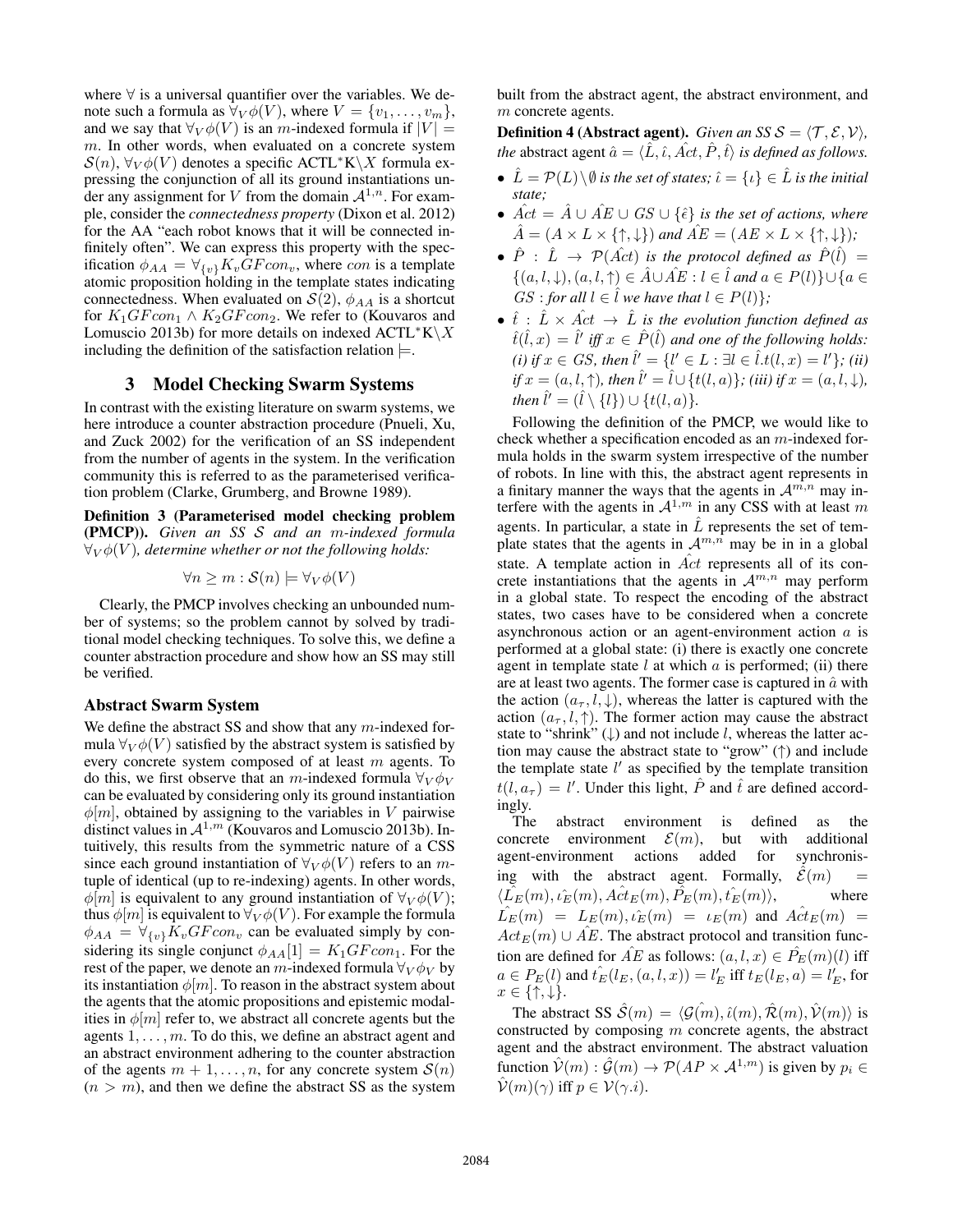where $\forall$ is a universal quantifier over the variables. We denote such a formula as $\forall_V \phi(V)$, where $V = \{v_1, \ldots, v_m\}$, and we say that $\forall_V \phi(V)$ is an $m$-indexed formula if $|V| = m$. In other words, when evaluated on a concrete system $\mathcal{S}(n)$, $\forall_V \phi(V)$ denotes a specific ACTL$^*$K$\backslash X$ formula expressing the conjunction of all its ground instantiations under any assignment for $V$ from the domain $\mathcal{A}^{1,n}$. For example, consider the *connectedness property* (Dixon et al. 2012) for the AA "each robot knows that it will be connected infinitely often". We can express this property with the specification $\phi_{AA} = \forall_{\{v\}} K_v GF con_v$, where $con$ is a template atomic proposition holding in the template states indicating connectedness. When evaluated on $\mathcal{S}(2)$, $\phi_{AA}$ is a shortcut for $K_1 GF con_1 \wedge K_2 GF con_2$. We refer to (Kouvaros and Lomuscio 2013b) for more details on indexed ACTL$^*$K$\backslash X$ including the definition of the satisfaction relation $\models$.

## 3 Model Checking Swarm Systems

In contrast with the existing literature on swarm systems, we here introduce a counter abstraction procedure (Pnueli, Xu, and Zuck 2002) for the verification of an SS independent from the number of agents in the system. In the verification community this is referred to as the parameterised verification problem (Clarke, Grumberg, and Browne 1989).

**Definition 3 (Parameterised model checking problem (PMCP)).** *Given an SS $\mathcal{S}$ and an $m$-indexed formula $\forall_V \phi(V)$, determine whether or not the following holds:*

$$\forall n \geq m : \mathcal{S}(n) \models \forall_V \phi(V)$$

Clearly, the PMCP involves checking an unbounded number of systems; so the problem cannot by solved by traditional model checking techniques. To solve this, we define a counter abstraction procedure and show how an SS may still be verified.

### Abstract Swarm System

We define the abstract SS and show that any $m$-indexed formula $\forall_V \phi(V)$ satisfied by the abstract system is satisfied by every concrete system composed of at least $m$ agents. To do this, we first observe that an $m$-indexed formula $\forall_V \phi_V$ can be evaluated by considering only its ground instantiation $\phi[m]$, obtained by assigning to the variables in $V$ pairwise distinct values in $\mathcal{A}^{1,m}$ (Kouvaros and Lomuscio 2013b). Intuitively, this results from the symmetric nature of a CSS since each ground instantiation of $\forall_V \phi(V)$ refers to an $m$-tuple of identical (up to re-indexing) agents. In other words, $\phi[m]$ is equivalent to any ground instantiation of $\forall_V \phi(V)$; thus $\phi[m]$ is equivalent to $\forall_V \phi(V)$. For example the formula $\phi_{AA} = \forall_{\{v\}} K_v GF con_v$ can be evaluated simply by considering its single conjunct $\phi_{AA}[1] = K_1 GF con_1$. For the rest of the paper, we denote an $m$-indexed formula $\forall_V \phi_V$ by its instantiation $\phi[m]$. To reason in the abstract system about the agents that the atomic propositions and epistemic modalities in $\phi[m]$ refer to, we abstract all concrete agents but the agents $1, \ldots, m$. To do this, we define an abstract agent and an abstract environment adhering to the counter abstraction of the agents $m+1, \ldots, n$, for any concrete system $\mathcal{S}(n)$ ($n > m$), and then we define the abstract SS as the system built from the abstract agent, the abstract environment, and $m$ concrete agents.

**Definition 4 (Abstract agent).** *Given an SS $\mathcal{S} = \langle \mathcal{T}, \mathcal{E}, \mathcal{V} \rangle$, the* abstract agent *$\hat{a} = \langle \hat{L}, \hat{\iota}, \hat{Act}, \hat{P}, \hat{t} \rangle$ is defined as follows.*

- *$\hat{L} = \mathcal{P}(L) \backslash \emptyset$ is the set of states; $\hat{\iota} = \{\iota\} \in \hat{L}$ is the initial state;*
- *$\hat{Act} = \hat{A} \cup \hat{AE} \cup GS \cup \{\hat{\epsilon}\}$ is the set of actions, where $\hat{A} = (A \times L \times \{\uparrow, \downarrow\})$ and $\hat{AE} = (AE \times L \times \{\uparrow, \downarrow\})$;*
- *$\hat{P} : \hat{L} \rightarrow \mathcal{P}(\hat{Act})$ is the protocol defined as $\hat{P}(\hat{l}) = \{(a, l, \downarrow), (a, l, \uparrow) \in \hat{A} \cup \hat{AE} : l \in \hat{l}$ and $a \in P(l)\} \cup \{a \in GS :$ for all $l \in \hat{l}$ we have that $l \in P(l)\}$;*
- *$\hat{t} : \hat{L} \times \hat{Act} \rightarrow \hat{L}$ is the evolution function defined as $\hat{t}(\hat{l}, x) = \hat{l}'$ iff $x \in \hat{P}(\hat{l})$ and one of the following holds: (i) if $x \in GS$, then $\hat{l}' = \{l' \in L : \exists l \in \hat{l}.t(l, x) = l'\}$; (ii) if $x = (a, l, \uparrow)$, then $\hat{l}' = \hat{l} \cup \{t(l, a)\}$; (iii) if $x = (a, l, \downarrow)$, then $\hat{l}' = (\hat{l} \setminus \{l\}) \cup \{t(l, a)\}$.*

Following the definition of the PMCP, we would like to check whether a specification encoded as an $m$-indexed formula holds in the swarm system irrespective of the number of robots. In line with this, the abstract agent represents in a finitary manner the ways that the agents in $\mathcal{A}^{m,n}$ may interfere with the agents in $\mathcal{A}^{1,m}$ in any CSS with at least $m$ agents. In particular, a state in $\hat{L}$ represents the set of template states that the agents in $\mathcal{A}^{m,n}$ may be in in a global state. A template action in $\hat{Act}$ represents all of its concrete instantiations that the agents in $\mathcal{A}^{m,n}$ may perform in a global state. To respect the encoding of the abstract states, two cases have to be considered when a concrete asynchronous action or an agent-environment action $a$ is performed at a global state: (i) there is exactly one concrete agent in template state $l$ at which $a$ is performed; (ii) there are at least two agents. The former case is captured in $\hat{a}$ with the action $(a_\tau, l, \downarrow)$, whereas the latter is captured with the action $(a_\tau, l, \uparrow)$. The former action may cause the abstract state to "shrink" ($\downarrow$) and not include $l$, whereas the latter action may cause the abstract state to "grow" ($\uparrow$) and include the template state $l'$ as specified by the template transition $t(l, a_\tau) = l'$. Under this light, $\hat{P}$ and $\hat{t}$ are defined accordingly.

The abstract environment is defined as the concrete environment $\mathcal{E}(m)$, but with additional agent-environment actions added for synchronising with the abstract agent. Formally, $\hat{\mathcal{E}}(m) = \langle \hat{L_E}(m), \hat{\iota_E}(m), \hat{Act_E}(m), \hat{P_E}(m), \hat{t_E}(m) \rangle$, where $\hat{L_E}(m) = L_E(m), \hat{\iota_E}(m) = \iota_E(m)$ and $\hat{Act_E}(m) = Act_E(m) \cup \hat{AE}$. The abstract protocol and transition function are defined for $\hat{AE}$ as follows: $(a, l, x) \in \hat{P_E}(m)(l)$ iff $a \in P_E(l)$ and $\hat{t_E}(l_E, (a, l, x)) = l'_E$ iff $t_E(l_E, a) = l'_E$, for $x \in \{\uparrow, \downarrow\}$.

The abstract SS $\hat{\mathcal{S}}(m) = \langle \hat{\mathcal{G}(m)}, \hat{\iota}(m), \hat{\mathcal{R}}(m), \hat{\mathcal{V}}(m) \rangle$ is constructed by composing $m$ concrete agents, the abstract agent and the abstract environment. The abstract valuation function $\hat{\mathcal{V}}(m) : \hat{\mathcal{G}}(m) \rightarrow \mathcal{P}(AP \times \mathcal{A}^{1,m})$ is given by $p_i \in \hat{\mathcal{V}}(m)(\gamma)$ iff $p \in \mathcal{V}(\gamma.i)$.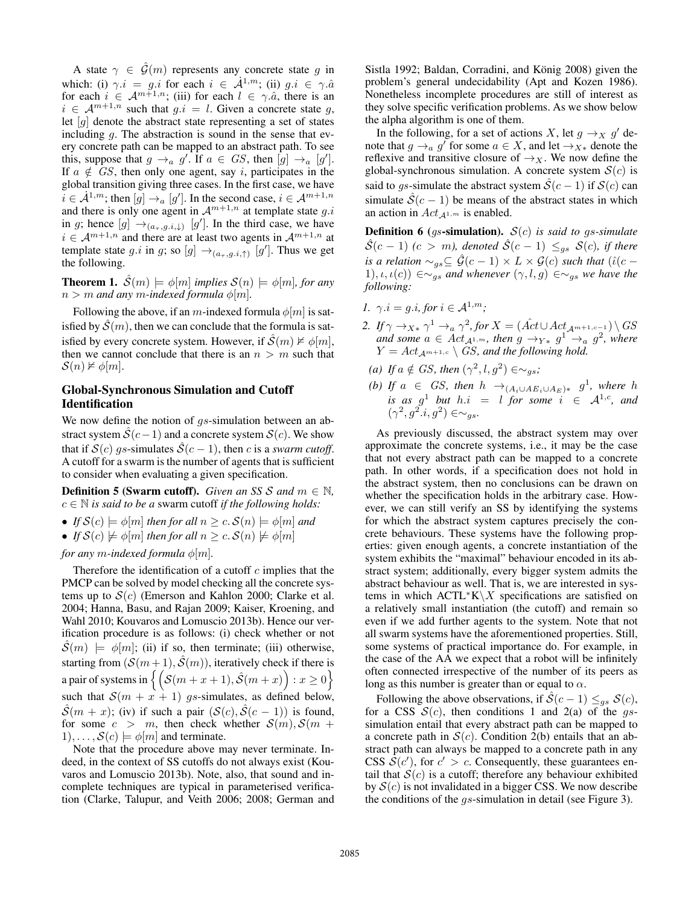A state $\gamma \in \hat{\mathcal{G}}(m)$ represents any concrete state $g$ in which: (i) $\gamma.i = g.i$ for each $i \in \dot{\mathcal{A}}^{1,m}$; (ii) $g.i \in \gamma.\hat{a}$ for each $i \in \mathcal{A}^{m+1,n}$; (iii) for each $l \in \gamma.\hat{a}$, there is an $i \in \mathcal{A}^{m+1,n}$ such that $g.i = l$. Given a concrete state $g$, let $[g]$ denote the abstract state representing a set of states including $g$. The abstraction is sound in the sense that every concrete path can be mapped to an abstract path. To see this, suppose that $g \rightarrow_a g'$. If $a \in GS$, then $[g] \rightarrow_a [g']$. If $a \notin GS$, then only one agent, say $i$, participates in the global transition giving three cases. In the first case, we have $i \in \dot{\mathcal{A}}^{1,m}$; then $[g] \rightarrow_a [g']$. In the second case, $i \in \mathcal{A}^{m+1,n}$ and there is only one agent in $\mathcal{A}^{m+1,n}$ at template state $g.i$ in $g$; hence $[g] \rightarrow_{(a_\tau, g.i, \downarrow)} [g']$. In the third case, we have $i \in \mathcal{A}^{m+1,n}$ and there are at least two agents in $\mathcal{A}^{m+1,n}$ at template state $g.i$ in $g$; so $[g] \rightarrow_{(a_\tau, g.i, \uparrow)} [g']$. Thus we get the following.

**Theorem 1.** *$\hat{\mathcal{S}}(m) \models \phi[m]$ implies $\mathcal{S}(n) \models \phi[m]$, for any $n > m$ and any $m$-indexed formula $\phi[m]$.*

Following the above, if an $m$-indexed formula $\phi[m]$ is satisfied by $\hat{\mathcal{S}}(m)$, then we can conclude that the formula is satisfied by every concrete system. However, if $\hat{\mathcal{S}}(m) \not\models \phi[m]$, then we cannot conclude that there is an $n > m$ such that $\mathcal{S}(n) \not\models \phi[m]$.

## Global-Synchronous Simulation and Cutoff Identification

We now define the notion of $gs$-simulation between an abstract system $\hat{\mathcal{S}}(c-1)$ and a concrete system $\mathcal{S}(c)$. We show that if $\mathcal{S}(c)$ $gs$-simulates $\hat{\mathcal{S}}(c-1)$, then $c$ is a *swarm cutoff*. A cutoff for a swarm is the number of agents that is sufficient to consider when evaluating a given specification.

**Definition 5 (Swarm cutoff).** *Given an SS $\mathcal{S}$ and $m \in \mathbb{N}$, $c \in \mathbb{N}$ is said to be a* swarm cutoff *if the following holds:*

- *If $\mathcal{S}(c) \models \phi[m]$ then for all $n \geq c$. $\mathcal{S}(n) \models \phi[m]$ and*
- *If $\mathcal{S}(c) \not\models \phi[m]$ then for all $n \geq c$. $\mathcal{S}(n) \not\models \phi[m]$*

*for any $m$-indexed formula $\phi[m]$.*

Therefore the identification of a cutoff $c$ implies that the PMCP can be solved by model checking all the concrete systems up to $\mathcal{S}(c)$ (Emerson and Kahlon 2000; Clarke et al. 2004; Hanna, Basu, and Rajan 2009; Kaiser, Kroening, and Wahl 2010; Kouvaros and Lomuscio 2013b). Hence our verification procedure is as follows: (i) check whether or not $\hat{\mathcal{S}}(m) \models \phi[m]$; (ii) if so, then terminate; (iii) otherwise, starting from $(\mathcal{S}(m+1), \hat{\mathcal{S}}(m))$, iteratively check if there is a pair of systems in $\left\{ \left( \mathcal{S}(m+x+1), \hat{\mathcal{S}}(m+x) \right) : x \geq 0 \right\}$ such that $\mathcal{S}(m+x+1)$ $gs$-simulates, as defined below, $\hat{\mathcal{S}}(m+x)$; (iv) if such a pair $(\mathcal{S}(c), \hat{\mathcal{S}}(c-1))$ is found, for some $c > m$, then check whether $\mathcal{S}(m), \mathcal{S}(m+1), \ldots, \mathcal{S}(c) \models \phi[m]$ and terminate.

Note that the procedure above may never terminate. Indeed, in the context of SS cutoffs do not always exist (Kouvaros and Lomuscio 2013b). Note, also, that sound and incomplete techniques are typical in parameterised verification (Clarke, Talupur, and Veith 2006; 2008; German and Sistla 1992; Baldan, Corradini, and König 2008) given the problem's general undecidability (Apt and Kozen 1986). Nonetheless incomplete procedures are still of interest as they solve specific verification problems. As we show below the alpha algorithm is one of them.

In the following, for a set of actions $X$, let $g \rightarrow_X g'$ denote that $g \rightarrow_a g'$ for some $a \in X$, and let $\rightarrow_{X*}$ denote the reflexive and transitive closure of $\rightarrow_X$. We now define the global-synchronous simulation. A concrete system $\mathcal{S}(c)$ is said to $gs$-simulate the abstract system $\hat{\mathcal{S}}(c-1)$ if $\mathcal{S}(c)$ can simulate $\hat{\mathcal{S}}(c-1)$ be means of the abstract states in which an action in $Act_{\mathcal{A}^{1,m}}$ is enabled.

**Definition 6 ($gs$-simulation).** *$\mathcal{S}(c)$ is said to $gs$-simulate $\hat{\mathcal{S}}(c-1)$ ($c > m$), denoted $\hat{\mathcal{S}}(c-1) \leq_{gs} \mathcal{S}(c)$, if there is a relation $\sim_{gs} \subseteq \hat{\mathcal{G}}(c-1) \times L \times \mathcal{G}(c)$ such that $(\hat{\iota}(c-1), \iota, \iota(c)) \in \sim_{gs}$ and whenever $(\gamma, l, g) \in \sim_{gs}$ we have the following:*

1. *$\gamma.i = g.i$, for $i \in \mathcal{A}^{1,m}$;*
2. *If $\gamma \rightarrow_{X*} \gamma^1 \rightarrow_a \gamma^2$, for $X = (\hat{Act} \cup Act_{\mathcal{A}^{m+1,c-1}}) \setminus GS$ and some $a \in Act_{\mathcal{A}^{1,m}}$, then $g \rightarrow_{Y*} g^1 \rightarrow_a g^2$, where $Y = Act_{\mathcal{A}^{m+1,c}} \setminus GS$, and the following hold.*
   - *(a) If $a \notin GS$, then $(\gamma^2, l, g^2) \in \sim_{gs}$;*
   - *(b) If $a \in GS$, then $h \rightarrow_{(A_i \cup AE_i \cup A_E)*} g^1$, where $h$ is as $g^1$ but $h.i = l$ for some $i \in \mathcal{A}^{1,c}$, and $(\gamma^2, g^2.i, g^2) \in \sim_{gs}$.*

As previously discussed, the abstract system may over approximate the concrete systems, i.e., it may be the case that not every abstract path can be mapped to a concrete path. In other words, if a specification does not hold in the abstract system, then no conclusions can be drawn on whether the specification holds in the arbitrary case. However, we can still verify an SS by identifying the systems for which the abstract system captures precisely the concrete behaviours. These systems have the following properties: given enough agents, a concrete instantiation of the system exhibits the "maximal" behaviour encoded in its abstract system; additionally, every bigger system admits the abstract behaviour as well. That is, we are interested in systems in which ACTL*K$\setminus X$ specifications are satisfied on a relatively small instantiation (the cutoff) and remain so even if we add further agents to the system. Note that not all swarm systems have the aforementioned properties. Still, some systems of practical importance do. For example, in the case of the AA we expect that a robot will be infinitely often connected irrespective of the number of its peers as long as this number is greater than or equal to $\alpha$.

Following the above observations, if $\hat{\mathcal{S}}(c-1) \leq_{gs} \mathcal{S}(c)$, for a CSS $\mathcal{S}(c)$, then conditions 1 and 2(a) of the $gs$-simulation entail that every abstract path can be mapped to a concrete path in $\mathcal{S}(c)$. Condition 2(b) entails that an abstract path can always be mapped to a concrete path in any CSS $\mathcal{S}(c')$, for $c' > c$. Consequently, these guarantees entail that $\mathcal{S}(c)$ is a cutoff; therefore any behaviour exhibited by $\mathcal{S}(c)$ is not invalidated in a bigger CSS. We now describe the conditions of the $gs$-simulation in detail (see Figure 3).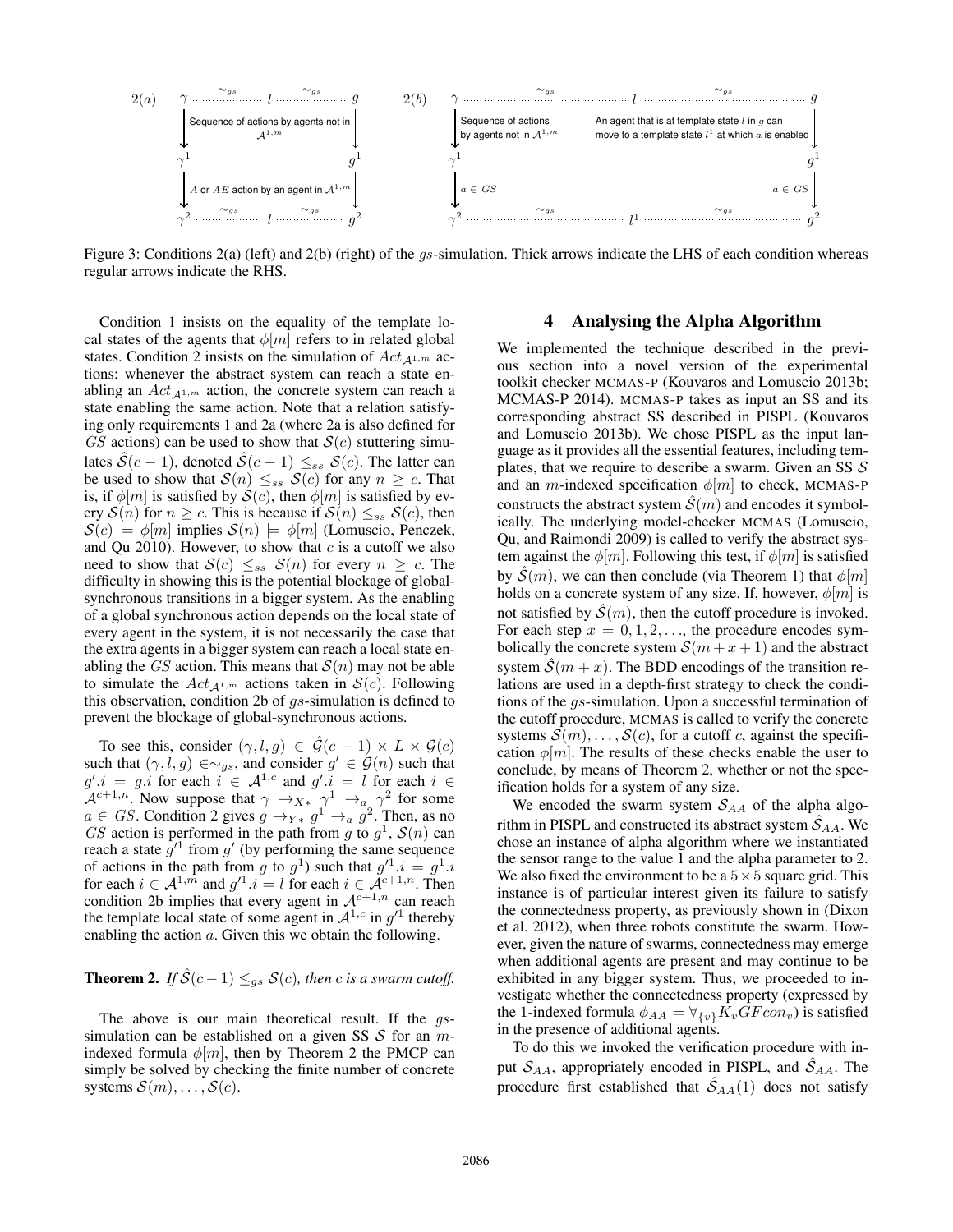Figure 3: Conditions 2(a) (left) and 2(b) (right) of the $gs$-simulation. Thick arrows indicate the LHS of each condition whereas regular arrows indicate the RHS.

Condition 1 insists on the equality of the template local states of the agents that $\phi[m]$ refers to in related global states. Condition 2 insists on the simulation of $Act_{\mathcal{A}^{1,m}}$ actions: whenever the abstract system can reach a state enabling an $Act_{\mathcal{A}^{1,m}}$ action, the concrete system can reach a state enabling the same action. Note that a relation satisfying only requirements 1 and 2a (where 2a is also defined for $GS$ actions) can be used to show that $\mathcal{S}(c)$ stuttering simulates $\hat{\mathcal{S}}(c-1)$, denoted $\hat{\mathcal{S}}(c-1) \leq_{ss} \mathcal{S}(c)$. The latter can be used to show that $\mathcal{S}(n) \leq_{ss} \mathcal{S}(c)$ for any $n \geq c$. That is, if $\phi[m]$ is satisfied by $\mathcal{S}(c)$, then $\phi[m]$ is satisfied by every $\mathcal{S}(n)$ for $n \geq c$. This is because if $\mathcal{S}(n) \leq_{ss} \mathcal{S}(c)$, then $\mathcal{S}(c) \models \phi[m]$ implies $\mathcal{S}(n) \models \phi[m]$ (Lomuscio, Penczek, and Qu 2010). However, to show that $c$ is a cutoff we also need to show that $\mathcal{S}(c) \leq_{ss} \mathcal{S}(n)$ for every $n \geq c$. The difficulty in showing this is the potential blockage of global-synchronous transitions in a bigger system. As the enabling of a global synchronous action depends on the local state of every agent in the system, it is not necessarily the case that the extra agents in a bigger system can reach a local state enabling the $GS$ action. This means that $\mathcal{S}(n)$ may not be able to simulate the $Act_{\mathcal{A}^{1,m}}$ actions taken in $\mathcal{S}(c)$. Following this observation, condition 2b of $gs$-simulation is defined to prevent the blockage of global-synchronous actions.

To see this, consider $(\gamma, l, g) \in \hat{\mathcal{G}}(c-1) \times L \times \mathcal{G}(c)$ such that $(\gamma, l, g) \in \sim_{gs}$, and consider $g' \in \mathcal{G}(n)$ such that $g'.i = g.i$ for each $i \in \mathcal{A}^{1,c}$ and $g'.i = l$ for each $i \in \mathcal{A}^{c+1,n}$. Now suppose that $\gamma \rightarrow_{X*} \gamma^1 \rightarrow_a \gamma^2$ for some $a \in GS$. Condition 2 gives $g \rightarrow_{Y*} g^1 \rightarrow_a g^2$. Then, as no $GS$ action is performed in the path from $g$ to $g^1$, $\mathcal{S}(n)$ can reach a state $g'^1$ from $g'$ (by performing the same sequence of actions in the path from $g$ to $g^1$) such that $g'^1.i = g^1.i$ for each $i \in \mathcal{A}^{1,m}$ and $g'^1.i = l$ for each $i \in \mathcal{A}^{c+1,n}$. Then condition 2b implies that every agent in $\mathcal{A}^{c+1,n}$ can reach the template local state of some agent in $\mathcal{A}^{1,c}$ in $g'^1$ thereby enabling the action $a$. Given this we obtain the following.

**Theorem 2.** *If $\hat{\mathcal{S}}(c-1) \leq_{gs} \mathcal{S}(c)$, then $c$ is a swarm cutoff.*

The above is our main theoretical result. If the $gs$-simulation can be established on a given SS $\mathcal{S}$ for an $m$-indexed formula $\phi[m]$, then by Theorem 2 the PMCP can simply be solved by checking the finite number of concrete systems $\mathcal{S}(m), \ldots, \mathcal{S}(c)$.

# 4 Analysing the Alpha Algorithm

We implemented the technique described in the previous section into a novel version of the experimental toolkit checker MCMAS-P (Kouvaros and Lomuscio 2013b; MCMAS-P 2014). MCMAS-P takes as input an SS and its corresponding abstract SS described in PISPL (Kouvaros and Lomuscio 2013b). We chose PISPL as the input language as it provides all the essential features, including templates, that we require to describe a swarm. Given an SS $\mathcal{S}$ and an $m$-indexed specification $\phi[m]$ to check, MCMAS-P constructs the abstract system $\hat{\mathcal{S}}(m)$ and encodes it symbolically. The underlying model-checker MCMAS (Lomuscio, Qu, and Raimondi 2009) is called to verify the abstract system against the $\phi[m]$. Following this test, if $\phi[m]$ is satisfied by $\hat{\mathcal{S}}(m)$, we can then conclude (via Theorem 1) that $\phi[m]$ holds on a concrete system of any size. If, however, $\phi[m]$ is not satisfied by $\hat{\mathcal{S}}(m)$, then the cutoff procedure is invoked. For each step $x = 0, 1, 2, \ldots$, the procedure encodes symbolically the concrete system $\mathcal{S}(m+x+1)$ and the abstract system $\hat{\mathcal{S}}(m+x)$. The BDD encodings of the transition relations are used in a depth-first strategy to check the conditions of the $gs$-simulation. Upon a successful termination of the cutoff procedure, MCMAS is called to verify the concrete systems $\mathcal{S}(m), \ldots, \mathcal{S}(c)$, for a cutoff $c$, against the specification $\phi[m]$. The results of these checks enable the user to conclude, by means of Theorem 2, whether or not the specification holds for a system of any size.

We encoded the swarm system $\mathcal{S}_{AA}$ of the alpha algorithm in PISPL and constructed its abstract system $\hat{\mathcal{S}}_{AA}$. We chose an instance of alpha algorithm where we instantiated the sensor range to the value 1 and the alpha parameter to 2. We also fixed the environment to be a $5 \times 5$ square grid. This instance is of particular interest given its failure to satisfy the connectedness property, as previously shown in (Dixon et al. 2012), when three robots constitute the swarm. However, given the nature of swarms, connectedness may emerge when additional agents are present and may continue to be exhibited in any bigger system. Thus, we proceeded to investigate whether the connectedness property (expressed by the 1-indexed formula $\phi_{AA} = \forall_{\{v\}} K_v GF con_v$) is satisfied in the presence of additional agents.

To do this we invoked the verification procedure with input $\mathcal{S}_{AA}$, appropriately encoded in PISPL, and $\hat{\mathcal{S}}_{AA}$. The procedure first established that $\hat{\mathcal{S}}_{AA}(1)$ does not satisfy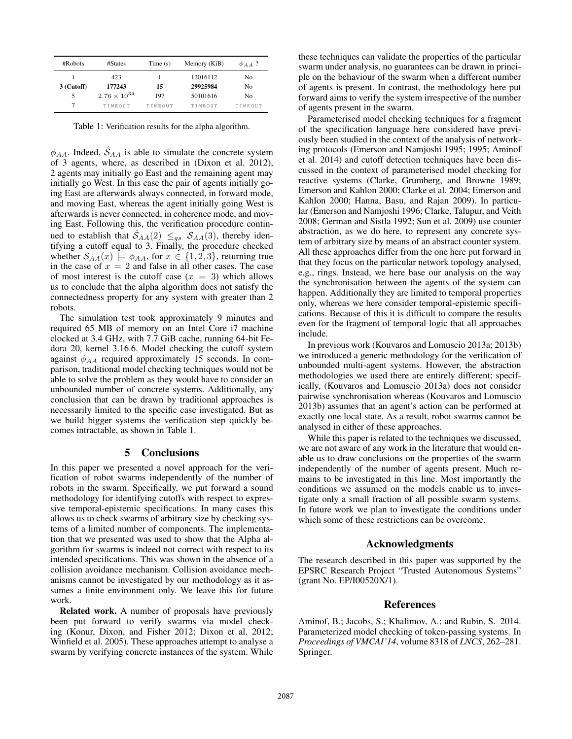| #Robots | #States | Time (s) | Memory (KiB) | $\phi_{AA}$ ? |
|---|---|---|---|---|
| 1 | 423 | 1 | 12016112 | No |
| **3 (Cutoff)** | **177243** | **15** | **29925984** | No |
| 5 | $2.76 \times 10^{34}$ | 197 | 50101616 | No |
| 7 | TIMEOUT | TIMEOUT | TIMEOUT | TIMEOUT |

Table 1: Verification results for the alpha algorithm.

$\phi_{AA}$. Indeed, $\hat{\mathcal{S}}_{AA}$ is able to simulate the concrete system of 3 agents, where, as described in (Dixon et al. 2012), 2 agents may initially go East and the remaining agent may initially go West. In this case the pair of agents initially going East are afterwards always connected, in forward mode, and moving East, whereas the agent initially going West is afterwards is never connected, in coherence mode, and moving East. Following this, the verification procedure continued to establish that $\hat{\mathcal{S}}_{AA}(2) \leq_{gs} \mathcal{S}_{AA}(3)$, thereby identifying a cutoff equal to 3. Finally, the procedure checked whether $\mathcal{S}_{AA}(x) \models \phi_{AA}$, for $x \in \{1, 2, 3\}$, returning true in the case of $x = 2$ and false in all other cases. The case of most interest is the cutoff case ($x = 3$) which allows us to conclude that the alpha algorithm does not satisfy the connectedness property for any system with greater than 2 robots.

The simulation test took approximately 9 minutes and required 65 MB of memory on an Intel Core i7 machine clocked at 3.4 GHz, with 7.7 GiB cache, running 64-bit Fedora 20, kernel 3.16.6. Model checking the cutoff system against $\phi_{AA}$ required approximately 15 seconds. In comparison, traditional model checking techniques would not be able to solve the problem as they would have to consider an unbounded number of concrete systems. Additionally, any conclusion that can be drawn by traditional approaches is necessarily limited to the specific case investigated. But as we build bigger systems the verification step quickly becomes intractable, as shown in Table 1.

## 5 Conclusions

In this paper we presented a novel approach for the verification of robot swarms independently of the number of robots in the swarm. Specifically, we put forward a sound methodology for identifying cutoffs with respect to expressive temporal-epistemic specifications. In many cases this allows us to check swarms of arbitrary size by checking systems of a limited number of components. The implementation that we presented was used to show that the Alpha algorithm for swarms is indeed not correct with respect to its intended specifications. This was shown in the absence of a collision avoidance mechanism. Collision avoidance mechanisms cannot be investigated by our methodology as it assumes a finite environment only. We leave this for future work.

**Related work.** A number of proposals have previously been put forward to verify swarms via model checking (Konur, Dixon, and Fisher 2012; Dixon et al. 2012; Winfield et al. 2005). These approaches attempt to analyse a swarm by verifying concrete instances of the system. While these techniques can validate the properties of the particular swarm under analysis, no guarantees can be drawn in principle on the behaviour of the swarm when a different number of agents is present. In contrast, the methodology here put forward aims to verify the system irrespective of the number of agents present in the swarm.

Parameterised model checking techniques for a fragment of the specification language here considered have previously been studied in the context of the analysis of networking protocols (Emerson and Namjoshi 1995; 1995; Aminof et al. 2014) and cutoff detection techniques have been discussed in the context of parameterised model checking for reactive systems (Clarke, Grumberg, and Browne 1989; Emerson and Kahlon 2000; Clarke et al. 2004; Emerson and Kahlon 2000; Hanna, Basu, and Rajan 2009). In particular (Emerson and Namjoshi 1996; Clarke, Talupur, and Veith 2008; German and Sistla 1992; Sun et al. 2009) use counter abstraction, as we do here, to represent any concrete system of arbitrary size by means of an abstract counter system. All these approaches differ from the one here put forward in that they focus on the particular network topology analysed, e.g., rings. Instead, we here base our analysis on the way the synchronisation between the agents of the system can happen. Additionally they are limited to temporal properties only, whereas we here consider temporal-epistemic specifications. Because of this it is difficult to compare the results even for the fragment of temporal logic that all approaches include.

In previous work (Kouvaros and Lomuscio 2013a; 2013b) we introduced a generic methodology for the verification of unbounded multi-agent systems. However, the abstraction methodologies we used there are entirely different; specifically, (Kouvaros and Lomuscio 2013a) does not consider pairwise synchronisation whereas (Kouvaros and Lomuscio 2013b) assumes that an agent's action can be performed at exactly one local state. As a result, robot swarms cannot be analysed in either of these approaches.

While this paper is related to the techniques we discussed, we are not aware of any work in the literature that would enable us to draw conclusions on the properties of the swarm independently of the number of agents present. Much remains to be investigated in this line. Most importantly the conditions we assumed on the models enable us to investigate only a small fraction of all possible swarm systems. In future work we plan to investigate the conditions under which some of these restrictions can be overcome.

## Acknowledgments

The research described in this paper was supported by the EPSRC Research Project "Trusted Autonomous Systems" (grant No. EP/I00520X/1).

## References

Aminof, B.; Jacobs, S.; Khalimov, A.; and Rubin, S. 2014. Parameterized model checking of token-passing systems. In *Proceedings of VMCAI'14*, volume 8318 of *LNCS*, 262–281. Springer.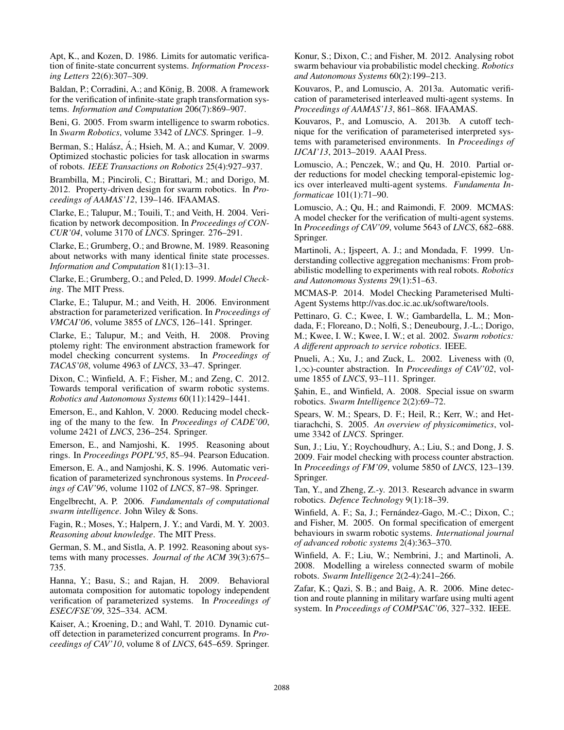Apt, K., and Kozen, D. 1986. Limits for automatic verification of finite-state concurrent systems. *Information Processing Letters* 22(6):307–309.

Baldan, P.; Corradini, A.; and König, B. 2008. A framework for the verification of infinite-state graph transformation systems. *Information and Computation* 206(7):869–907.

Beni, G. 2005. From swarm intelligence to swarm robotics. In *Swarm Robotics*, volume 3342 of *LNCS*. Springer. 1–9.

Berman, S.; Halász, Á.; Hsieh, M. A.; and Kumar, V. 2009. Optimized stochastic policies for task allocation in swarms of robots. *IEEE Transactions on Robotics* 25(4):927–937.

Brambilla, M.; Pinciroli, C.; Birattari, M.; and Dorigo, M. 2012. Property-driven design for swarm robotics. In *Proceedings of AAMAS'12*, 139–146. IFAAMAS.

Clarke, E.; Talupur, M.; Touili, T.; and Veith, H. 2004. Verification by network decomposition. In *Proceedings of CONCUR'04*, volume 3170 of *LNCS*. Springer. 276–291.

Clarke, E.; Grumberg, O.; and Browne, M. 1989. Reasoning about networks with many identical finite state processes. *Information and Computation* 81(1):13–31.

Clarke, E.; Grumberg, O.; and Peled, D. 1999. *Model Checking*. The MIT Press.

Clarke, E.; Talupur, M.; and Veith, H. 2006. Environment abstraction for parameterized verification. In *Proceedings of VMCAI'06*, volume 3855 of *LNCS*, 126–141. Springer.

Clarke, E.; Talupur, M.; and Veith, H. 2008. Proving ptolemy right: The environment abstraction framework for model checking concurrent systems. In *Proceedings of TACAS'08*, volume 4963 of *LNCS*, 33–47. Springer.

Dixon, C.; Winfield, A. F.; Fisher, M.; and Zeng, C. 2012. Towards temporal verification of swarm robotic systems. *Robotics and Autonomous Systems* 60(11):1429–1441.

Emerson, E., and Kahlon, V. 2000. Reducing model checking of the many to the few. In *Proceedings of CADE'00*, volume 2421 of *LNCS*, 236–254. Springer.

Emerson, E., and Namjoshi, K. 1995. Reasoning about rings. In *Proceedings POPL'95*, 85–94. Pearson Education.

Emerson, E. A., and Namjoshi, K. S. 1996. Automatic verification of parameterized synchronous systems. In *Proceedings of CAV'96*, volume 1102 of *LNCS*, 87–98. Springer.

Engelbrecht, A. P. 2006. *Fundamentals of computational swarm intelligence*. John Wiley & Sons.

Fagin, R.; Moses, Y.; Halpern, J. Y.; and Vardi, M. Y. 2003. *Reasoning about knowledge*. The MIT Press.

German, S. M., and Sistla, A. P. 1992. Reasoning about systems with many processes. *Journal of the ACM* 39(3):675–735.

Hanna, Y.; Basu, S.; and Rajan, H. 2009. Behavioral automata composition for automatic topology independent verification of parameterized systems. In *Proceedings of ESEC/FSE'09*, 325–334. ACM.

Kaiser, A.; Kroening, D.; and Wahl, T. 2010. Dynamic cutoff detection in parameterized concurrent programs. In *Proceedings of CAV'10*, volume 8 of *LNCS*, 645–659. Springer.

Konur, S.; Dixon, C.; and Fisher, M. 2012. Analysing robot swarm behaviour via probabilistic model checking. *Robotics and Autonomous Systems* 60(2):199–213.

Kouvaros, P., and Lomuscio, A. 2013a. Automatic verification of parameterised interleaved multi-agent systems. In *Proceedings of AAMAS'13*, 861–868. IFAAMAS.

Kouvaros, P., and Lomuscio, A. 2013b. A cutoff technique for the verification of parameterised interpreted systems with parameterised environments. In *Proceedings of IJCAI'13*, 2013–2019. AAAI Press.

Lomuscio, A.; Penczek, W.; and Qu, H. 2010. Partial order reductions for model checking temporal-epistemic logics over interleaved multi-agent systems. *Fundamenta Informaticae* 101(1):71–90.

Lomuscio, A.; Qu, H.; and Raimondi, F. 2009. MCMAS: A model checker for the verification of multi-agent systems. In *Proceedings of CAV'09*, volume 5643 of *LNCS*, 682–688. Springer.

Martinoli, A.; Ijspeert, A. J.; and Mondada, F. 1999. Understanding collective aggregation mechanisms: From probabilistic modelling to experiments with real robots. *Robotics and Autonomous Systems* 29(1):51–63.

MCMAS-P. 2014. Model Checking Parameterised Multi-Agent Systems http://vas.doc.ic.ac.uk/software/tools.

Pettinaro, G. C.; Kwee, I. W.; Gambardella, L. M.; Mondada, F.; Floreano, D.; Nolfi, S.; Deneubourg, J.-L.; Dorigo, M.; Kwee, I. W.; Kwee, I. W.; et al. 2002. *Swarm robotics: A different approach to service robotics*. IEEE.

Pnueli, A.; Xu, J.; and Zuck, L. 2002. Liveness with (0, 1,$\infty$)-counter abstraction. In *Proceedings of CAV'02*, volume 1855 of *LNCS*, 93–111. Springer.

Şahin, E., and Winfield, A. 2008. Special issue on swarm robotics. *Swarm Intelligence* 2(2):69–72.

Spears, W. M.; Spears, D. F.; Heil, R.; Kerr, W.; and Hettiarachchi, S. 2005. *An overview of physicomimetics*, volume 3342 of *LNCS*. Springer.

Sun, J.; Liu, Y.; Roychoudhury, A.; Liu, S.; and Dong, J. S. 2009. Fair model checking with process counter abstraction. In *Proceedings of FM'09*, volume 5850 of *LNCS*, 123–139. Springer.

Tan, Y., and Zheng, Z.-y. 2013. Research advance in swarm robotics. *Defence Technology* 9(1):18–39.

Winfield, A. F.; Sa, J.; Fernández-Gago, M.-C.; Dixon, C.; and Fisher, M. 2005. On formal specification of emergent behaviours in swarm robotic systems. *International journal of advanced robotic systems* 2(4):363–370.

Winfield, A. F.; Liu, W.; Nembrini, J.; and Martinoli, A. 2008. Modelling a wireless connected swarm of mobile robots. *Swarm Intelligence* 2(2-4):241–266.

Zafar, K.; Qazi, S. B.; and Baig, A. R. 2006. Mine detection and route planning in military warfare using multi agent system. In *Proceedings of COMPSAC'06*, 327–332. IEEE.